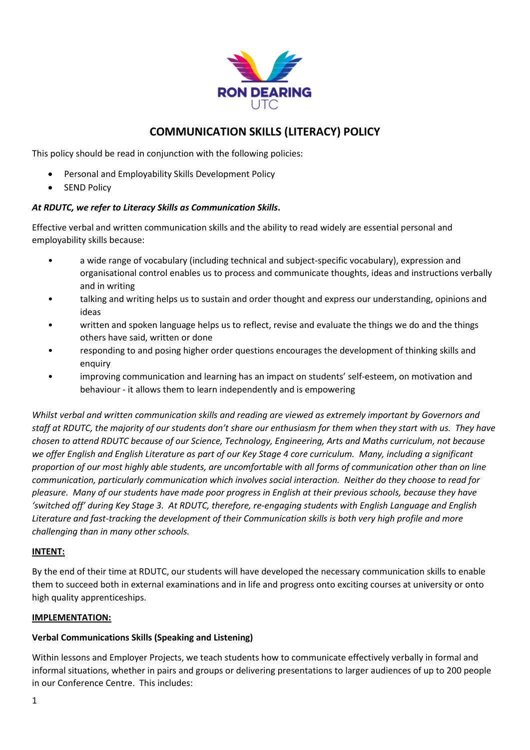RON DEARING UTC

# COMMUNICATION SKILLS (LITERACY) POLICY

This policy should be read in conjunction with the following policies:

- Personal and Employability Skills Development Policy
- SEND Policy

***At RDUTC, we refer to Literacy Skills as Communication Skills*.**

Effective verbal and written communication skills and the ability to read widely are essential personal and employability skills because:

- a wide range of vocabulary (including technical and subject-specific vocabulary), expression and organisational control enables us to process and communicate thoughts, ideas and instructions verbally and in writing
- talking and writing helps us to sustain and order thought and express our understanding, opinions and ideas
- written and spoken language helps us to reflect, revise and evaluate the things we do and the things others have said, written or done
- responding to and posing higher order questions encourages the development of thinking skills and enquiry
- improving communication and learning has an impact on students' self-esteem, on motivation and behaviour - it allows them to learn independently and is empowering

*Whilst verbal and written communication skills and reading are viewed as extremely important by Governors and staff at RDUTC, the majority of our students don't share our enthusiasm for them when they start with us. They have chosen to attend RDUTC because of our Science, Technology, Engineering, Arts and Maths curriculum, not because we offer English and English Literature as part of our Key Stage 4 core curriculum. Many, including a significant proportion of our most highly able students, are uncomfortable with all forms of communication other than on line communication, particularly communication which involves social interaction. Neither do they choose to read for pleasure. Many of our students have made poor progress in English at their previous schools, because they have 'switched off' during Key Stage 3. At RDUTC, therefore, re-engaging students with English Language and English Literature and fast-tracking the development of their Communication skills is both very high profile and more challenging than in many other schools.*

## INTENT:

By the end of their time at RDUTC, our students will have developed the necessary communication skills to enable them to succeed both in external examinations and in life and progress onto exciting courses at university or onto high quality apprenticeships.

## IMPLEMENTATION:

### Verbal Communications Skills (Speaking and Listening)

Within lessons and Employer Projects, we teach students how to communicate effectively verbally in formal and informal situations, whether in pairs and groups or delivering presentations to larger audiences of up to 200 people in our Conference Centre. This includes: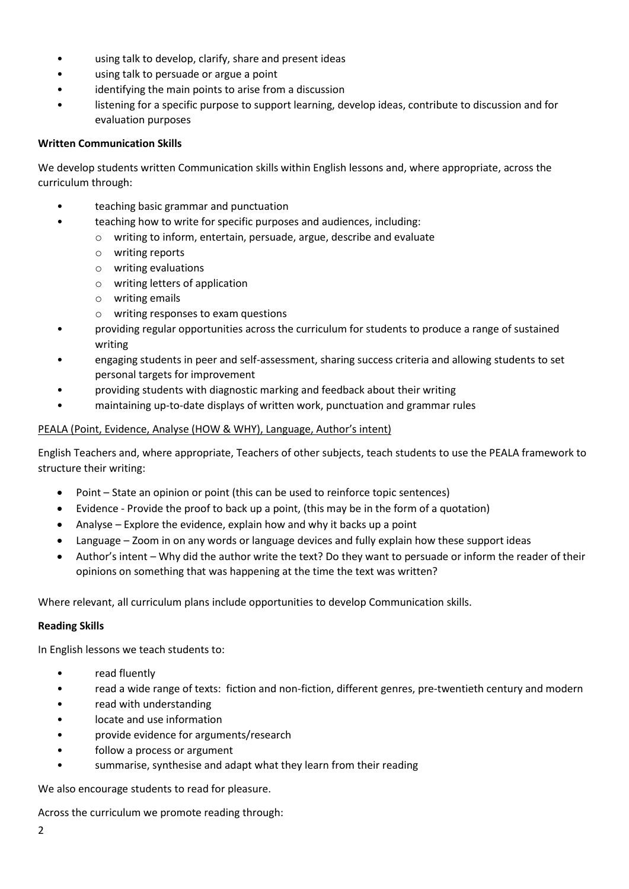- using talk to develop, clarify, share and present ideas
- using talk to persuade or argue a point
- identifying the main points to arise from a discussion
- listening for a specific purpose to support learning, develop ideas, contribute to discussion and for evaluation purposes

**Written Communication Skills**

We develop students written Communication skills within English lessons and, where appropriate, across the curriculum through:

- teaching basic grammar and punctuation
- teaching how to write for specific purposes and audiences, including:
  - writing to inform, entertain, persuade, argue, describe and evaluate
  - writing reports
  - writing evaluations
  - writing letters of application
  - writing emails
  - writing responses to exam questions
- providing regular opportunities across the curriculum for students to produce a range of sustained writing
- engaging students in peer and self-assessment, sharing success criteria and allowing students to set personal targets for improvement
- providing students with diagnostic marking and feedback about their writing
- maintaining up-to-date displays of written work, punctuation and grammar rules

<u>PEALA (Point, Evidence, Analyse (HOW & WHY), Language, Author's intent)</u>

English Teachers and, where appropriate, Teachers of other subjects, teach students to use the PEALA framework to structure their writing:

- Point – State an opinion or point (this can be used to reinforce topic sentences)
- Evidence - Provide the proof to back up a point, (this may be in the form of a quotation)
- Analyse – Explore the evidence, explain how and why it backs up a point
- Language – Zoom in on any words or language devices and fully explain how these support ideas
- Author's intent – Why did the author write the text? Do they want to persuade or inform the reader of their opinions on something that was happening at the time the text was written?

Where relevant, all curriculum plans include opportunities to develop Communication skills.

**Reading Skills**

In English lessons we teach students to:

- read fluently
- read a wide range of texts: fiction and non-fiction, different genres, pre-twentieth century and modern
- read with understanding
- locate and use information
- provide evidence for arguments/research
- follow a process or argument
- summarise, synthesise and adapt what they learn from their reading

We also encourage students to read for pleasure.

Across the curriculum we promote reading through: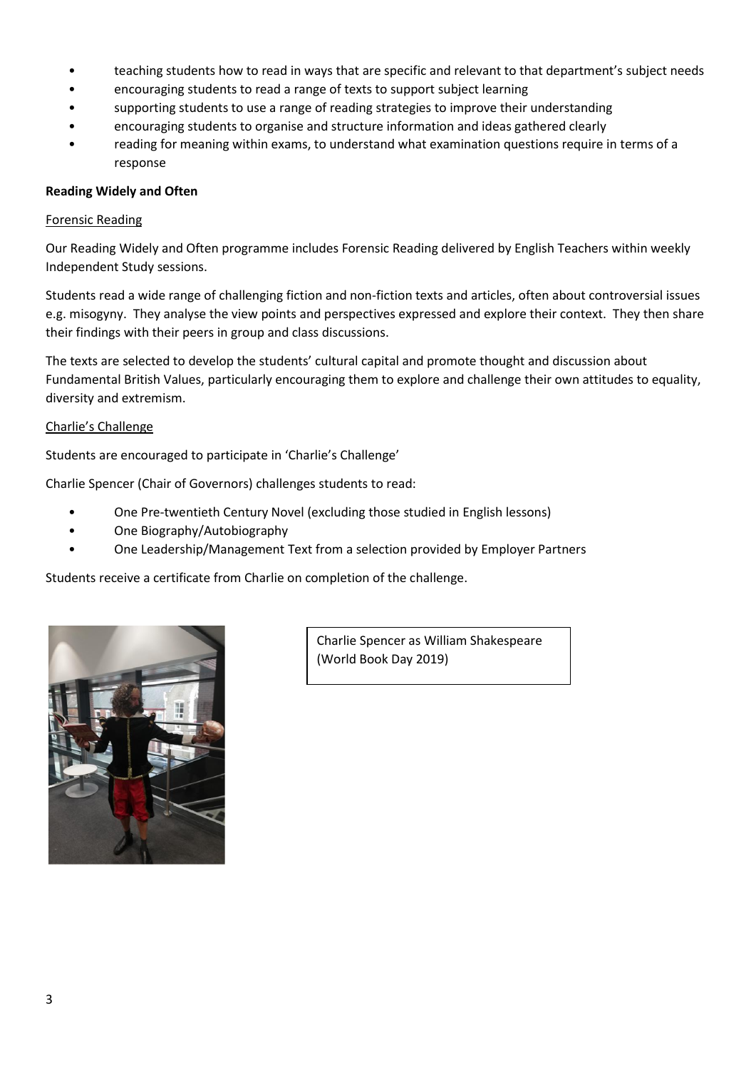- teaching students how to read in ways that are specific and relevant to that department's subject needs
- encouraging students to read a range of texts to support subject learning
- supporting students to use a range of reading strategies to improve their understanding
- encouraging students to organise and structure information and ideas gathered clearly
- reading for meaning within exams, to understand what examination questions require in terms of a response

**Reading Widely and Often**

Forensic Reading

Our Reading Widely and Often programme includes Forensic Reading delivered by English Teachers within weekly Independent Study sessions.

Students read a wide range of challenging fiction and non-fiction texts and articles, often about controversial issues e.g. misogyny. They analyse the view points and perspectives expressed and explore their context. They then share their findings with their peers in group and class discussions.

The texts are selected to develop the students' cultural capital and promote thought and discussion about Fundamental British Values, particularly encouraging them to explore and challenge their own attitudes to equality, diversity and extremism.

Charlie's Challenge

Students are encouraged to participate in 'Charlie's Challenge'

Charlie Spencer (Chair of Governors) challenges students to read:

- One Pre-twentieth Century Novel (excluding those studied in English lessons)
- One Biography/Autobiography
- One Leadership/Management Text from a selection provided by Employer Partners

Students receive a certificate from Charlie on completion of the challenge.

Charlie Spencer as William Shakespeare (World Book Day 2019)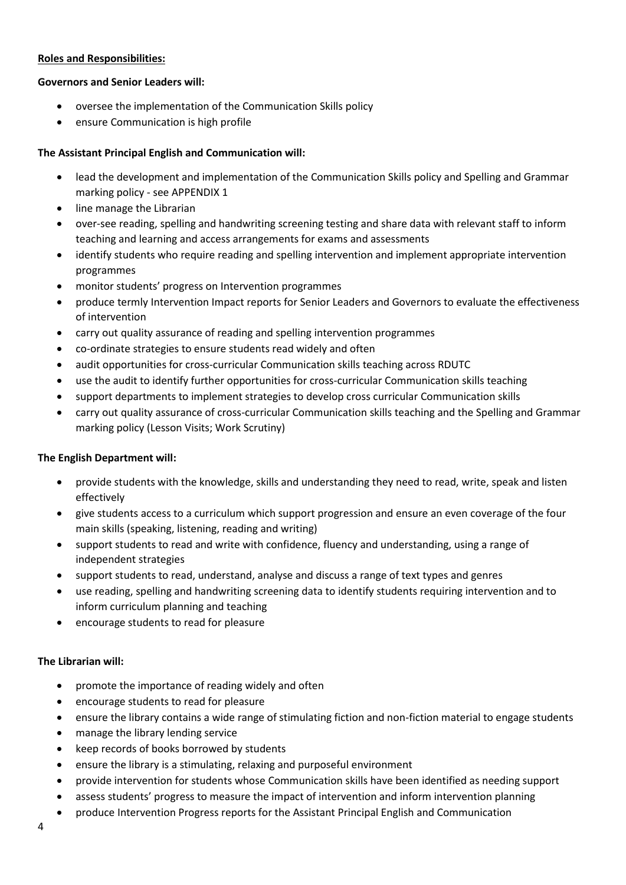**Roles and Responsibilities:**

**Governors and Senior Leaders will:**

- oversee the implementation of the Communication Skills policy
- ensure Communication is high profile

**The Assistant Principal English and Communication will:**

- lead the development and implementation of the Communication Skills policy and Spelling and Grammar marking policy - see APPENDIX 1
- line manage the Librarian
- over-see reading, spelling and handwriting screening testing and share data with relevant staff to inform teaching and learning and access arrangements for exams and assessments
- identify students who require reading and spelling intervention and implement appropriate intervention programmes
- monitor students' progress on Intervention programmes
- produce termly Intervention Impact reports for Senior Leaders and Governors to evaluate the effectiveness of intervention
- carry out quality assurance of reading and spelling intervention programmes
- co-ordinate strategies to ensure students read widely and often
- audit opportunities for cross-curricular Communication skills teaching across RDUTC
- use the audit to identify further opportunities for cross-curricular Communication skills teaching
- support departments to implement strategies to develop cross curricular Communication skills
- carry out quality assurance of cross-curricular Communication skills teaching and the Spelling and Grammar marking policy (Lesson Visits; Work Scrutiny)

**The English Department will:**

- provide students with the knowledge, skills and understanding they need to read, write, speak and listen effectively
- give students access to a curriculum which support progression and ensure an even coverage of the four main skills (speaking, listening, reading and writing)
- support students to read and write with confidence, fluency and understanding, using a range of independent strategies
- support students to read, understand, analyse and discuss a range of text types and genres
- use reading, spelling and handwriting screening data to identify students requiring intervention and to inform curriculum planning and teaching
- encourage students to read for pleasure

**The Librarian will:**

- promote the importance of reading widely and often
- encourage students to read for pleasure
- ensure the library contains a wide range of stimulating fiction and non-fiction material to engage students
- manage the library lending service
- keep records of books borrowed by students
- ensure the library is a stimulating, relaxing and purposeful environment
- provide intervention for students whose Communication skills have been identified as needing support
- assess students' progress to measure the impact of intervention and inform intervention planning
- produce Intervention Progress reports for the Assistant Principal English and Communication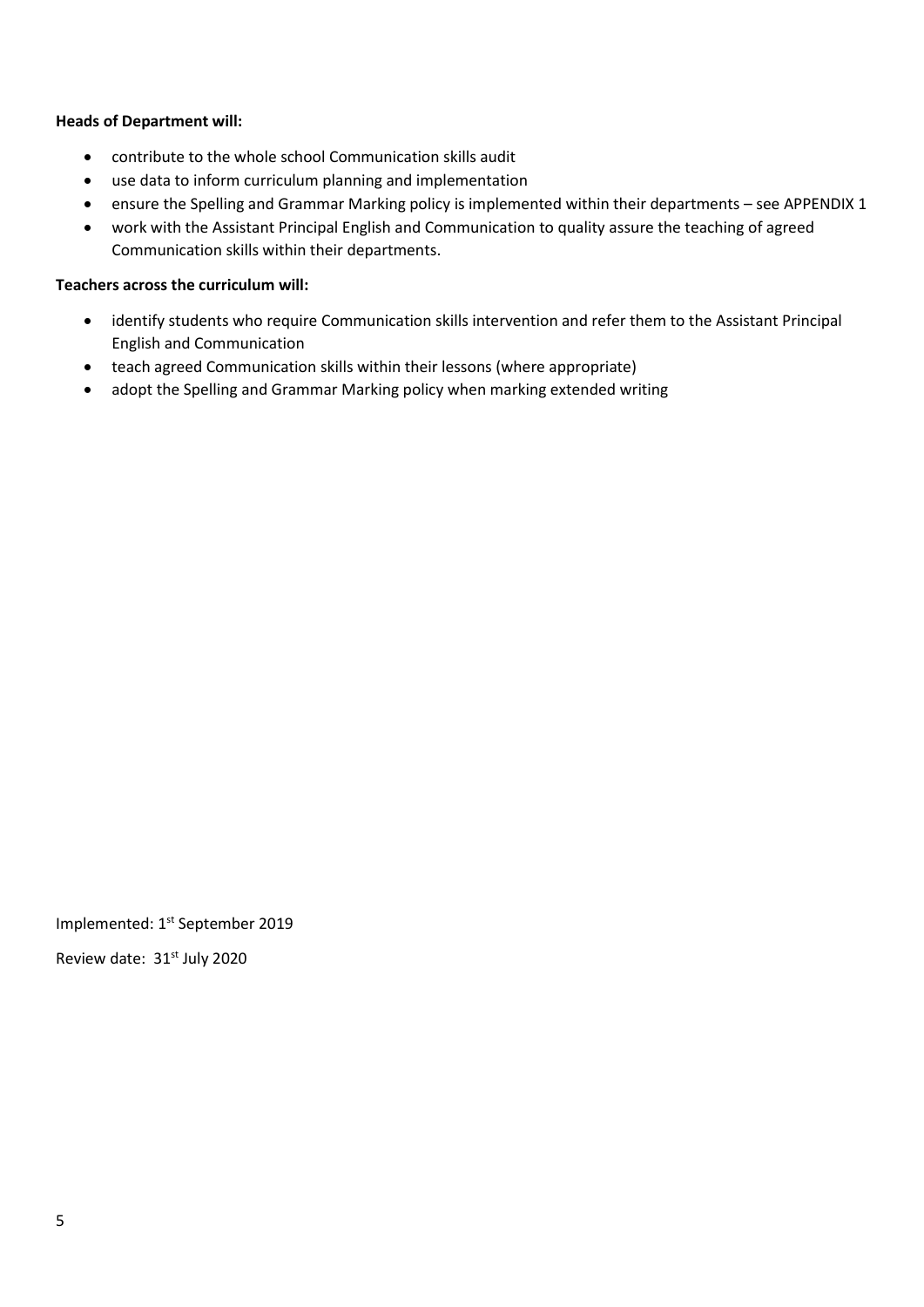**Heads of Department will:**

- contribute to the whole school Communication skills audit
- use data to inform curriculum planning and implementation
- ensure the Spelling and Grammar Marking policy is implemented within their departments – see APPENDIX 1
- work with the Assistant Principal English and Communication to quality assure the teaching of agreed Communication skills within their departments.

**Teachers across the curriculum will:**

- identify students who require Communication skills intervention and refer them to the Assistant Principal English and Communication
- teach agreed Communication skills within their lessons (where appropriate)
- adopt the Spelling and Grammar Marking policy when marking extended writing

Implemented: 1st September 2019

Review date: 31st July 2020